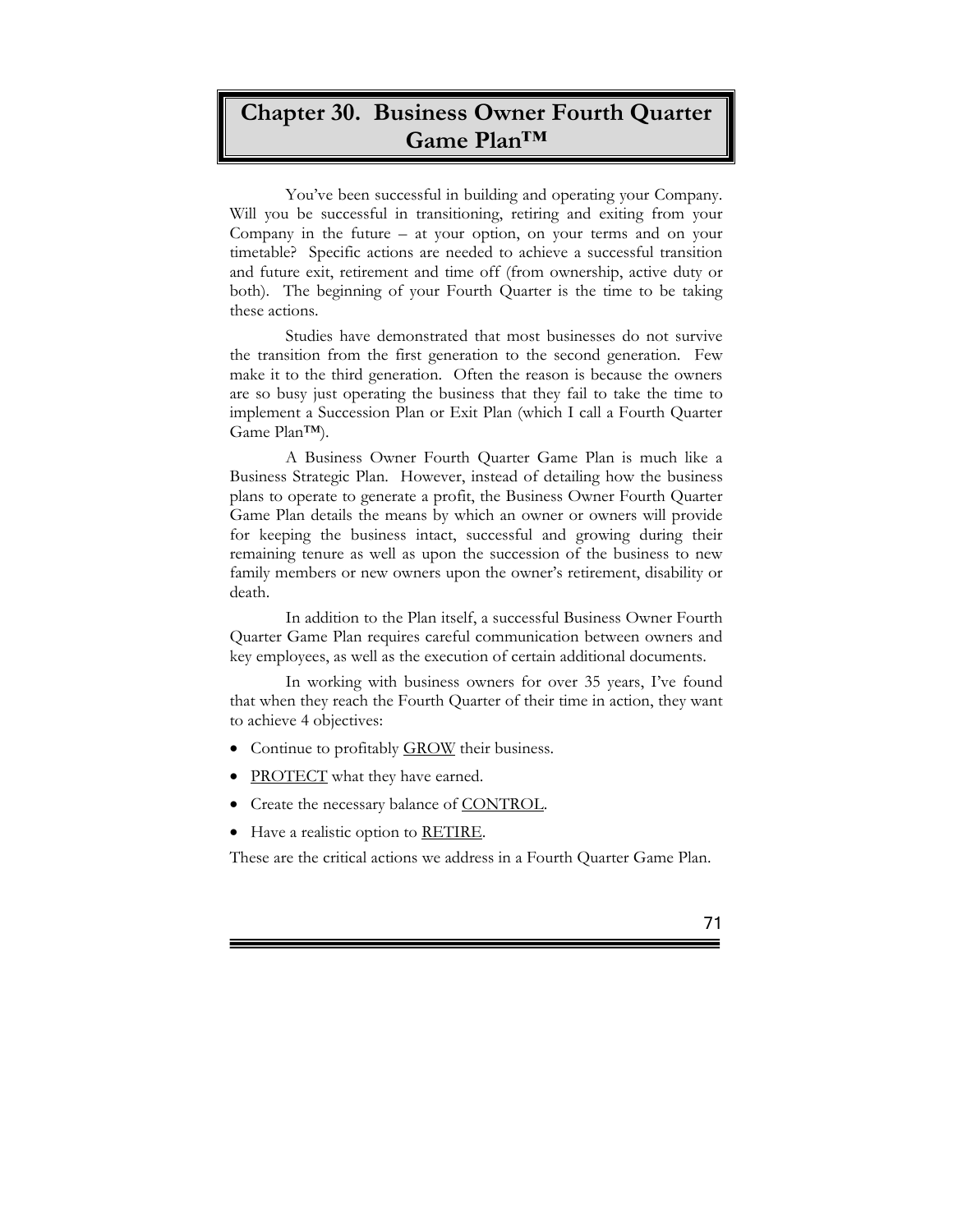# Chapter 30. Business Owner Fourth Quarter Game Plan™

You've been successful in building and operating your Company. Will you be successful in transitioning, retiring and exiting from your Company in the future – at your option, on your terms and on your timetable? Specific actions are needed to achieve a successful transition and future exit, retirement and time off (from ownership, active duty or both). The beginning of your Fourth Quarter is the time to be taking these actions.

Studies have demonstrated that most businesses do not survive the transition from the first generation to the second generation. Few make it to the third generation. Often the reason is because the owners are so busy just operating the business that they fail to take the time to implement a Succession Plan or Exit Plan (which I call a Fourth Quarter Game Plan™).

A Business Owner Fourth Quarter Game Plan is much like a Business Strategic Plan. However, instead of detailing how the business plans to operate to generate a profit, the Business Owner Fourth Quarter Game Plan details the means by which an owner or owners will provide for keeping the business intact, successful and growing during their remaining tenure as well as upon the succession of the business to new family members or new owners upon the owner's retirement, disability or death.

In addition to the Plan itself, a successful Business Owner Fourth Quarter Game Plan requires careful communication between owners and key employees, as well as the execution of certain additional documents.

In working with business owners for over 35 years, I've found that when they reach the Fourth Quarter of their time in action, they want to achieve 4 objectives:

- Continue to profitably <u>GROW</u> their business.
- <u>PROTECT</u> what they have earned.
- Create the necessary balance of <u>CONTROL</u>.
- Have a realistic option to <u>RETIRE</u>.

These are the critical actions we address in a Fourth Quarter Game Plan.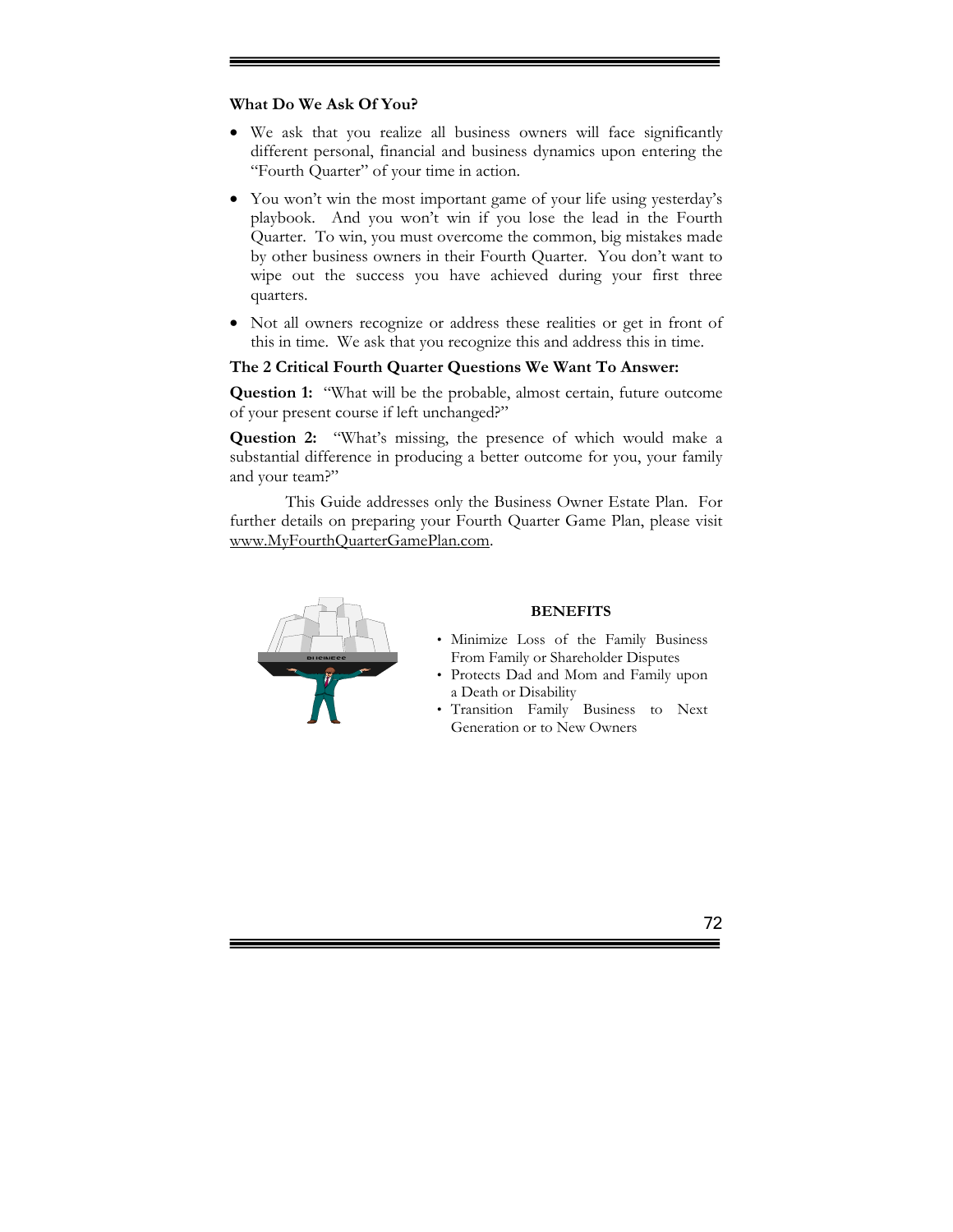**What Do We Ask Of You?**

- We ask that you realize all business owners will face significantly different personal, financial and business dynamics upon entering the "Fourth Quarter" of your time in action.
- You won't win the most important game of your life using yesterday's playbook. And you won't win if you lose the lead in the Fourth Quarter. To win, you must overcome the common, big mistakes made by other business owners in their Fourth Quarter. You don't want to wipe out the success you have achieved during your first three quarters.
- Not all owners recognize or address these realities or get in front of this in time. We ask that you recognize this and address this in time.

**The 2 Critical Fourth Quarter Questions We Want To Answer:**

**Question 1:** "What will be the probable, almost certain, future outcome of your present course if left unchanged?"

**Question 2:** "What's missing, the presence of which would make a substantial difference in producing a better outcome for you, your family and your team?"

This Guide addresses only the Business Owner Estate Plan. For further details on preparing your Fourth Quarter Game Plan, please visit www.MyFourthQuarterGamePlan.com.

**BENEFITS**

- Minimize Loss of the Family Business From Family or Shareholder Disputes
- Protects Dad and Mom and Family upon a Death or Disability
- Transition Family Business to Next Generation or to New Owners